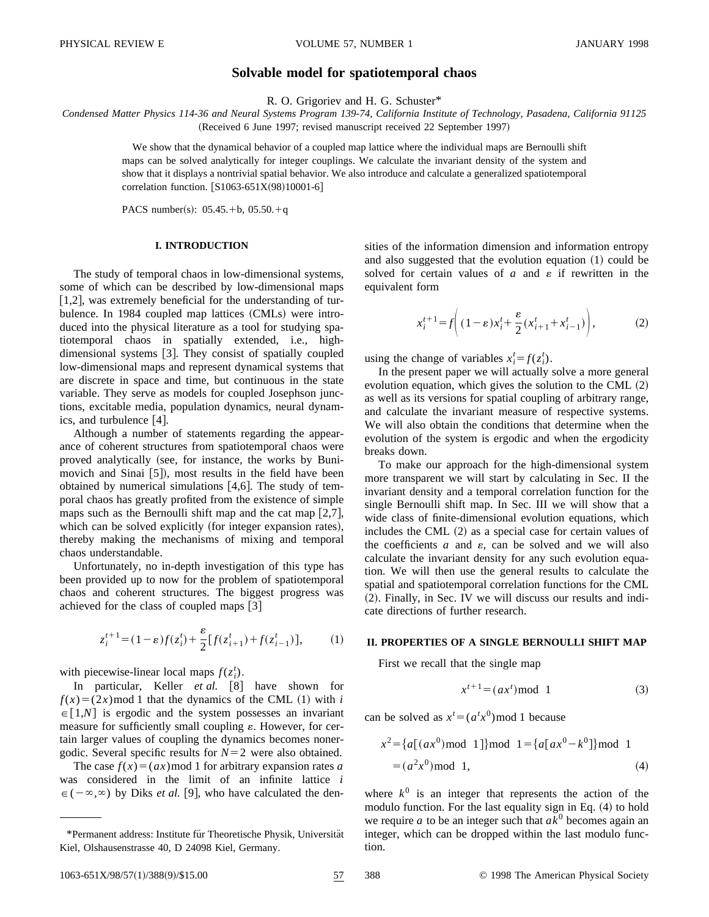# Solvable model for spatiotemporal chaos

R. O. Grigoriev and H. G. Schuster*

*Condensed Matter Physics 114-36 and Neural Systems Program 139-74, California Institute of Technology, Pasadena, California 91125*

(Received 6 June 1997; revised manuscript received 22 September 1997)

We show that the dynamical behavior of a coupled map lattice where the individual maps are Bernoulli shift maps can be solved analytically for integer couplings. We calculate the invariant density of the system and show that it displays a nontrivial spatial behavior. We also introduce and calculate a generalized spatiotemporal correlation function. [S1063-651X(98)10001-6]

PACS number(s): 05.45.+b, 05.50.+q

## I. INTRODUCTION

The study of temporal chaos in low-dimensional systems, some of which can be described by low-dimensional maps [1,2], was extremely beneficial for the understanding of turbulence. In 1984 coupled map lattices (CMLs) were introduced into the physical literature as a tool for studying spatiotemporal chaos in spatially extended, i.e., high-dimensional systems [3]. They consist of spatially coupled low-dimensional maps and represent dynamical systems that are discrete in space and time, but continuous in the state variable. They serve as models for coupled Josephson junctions, excitable media, population dynamics, neural dynamics, and turbulence [4].

Although a number of statements regarding the appearance of coherent structures from spatiotemporal chaos were proved analytically (see, for instance, the works by Bunimovich and Sinai [5]), most results in the field have been obtained by numerical simulations [4,6]. The study of temporal chaos has greatly profited from the existence of simple maps such as the Bernoulli shift map and the cat map [2,7], which can be solved explicitly (for integer expansion rates), thereby making the mechanisms of mixing and temporal chaos understandable.

Unfortunately, no in-depth investigation of this type has been provided up to now for the problem of spatiotemporal chaos and coherent structures. The biggest progress was achieved for the class of coupled maps [3]

$$z_i^{t+1}=(1-\varepsilon)f(z_i^t)+\frac{\varepsilon}{2}[f(z_{i+1}^t)+f(z_{i-1}^t)], \tag{1}$$

with piecewise-linear local maps $f(z_i^t)$.

In particular, Keller *et al.* [8] have shown for $f(x)=(2x)\bmod 1$ that the dynamics of the CML (1) with $i\in[1,N]$ is ergodic and the system possesses an invariant measure for sufficiently small coupling $\varepsilon$. However, for certain larger values of coupling the dynamics becomes nonergodic. Several specific results for $N=2$ were also obtained.

The case $f(x)=(ax)\bmod 1$ for arbitrary expansion rates $a$ was considered in the limit of an infinite lattice $i\in(-\infty,\infty)$ by Diks *et al.* [9], who have calculated the densities of the information dimension and information entropy and also suggested that the evolution equation (1) could be solved for certain values of $a$ and $\varepsilon$ if rewritten in the equivalent form

$$x_i^{t+1}=f\left((1-\varepsilon)x_i^t+\frac{\varepsilon}{2}(x_{i+1}^t+x_{i-1}^t)\right), \tag{2}$$

using the change of variables $x_i^t=f(z_i^t)$.

In the present paper we will actually solve a more general evolution equation, which gives the solution to the CML (2) as well as its versions for spatial coupling of arbitrary range, and calculate the invariant measure of respective systems. We will also obtain the conditions that determine when the evolution of the system is ergodic and when the ergodicity breaks down.

To make our approach for the high-dimensional system more transparent we will start by calculating in Sec. II the invariant density and a temporal correlation function for the single Bernoulli shift map. In Sec. III we will show that a wide class of finite-dimensional evolution equations, which includes the CML (2) as a special case for certain values of the coefficients $a$ and $\varepsilon$, can be solved and we will also calculate the invariant density for any such evolution equation. We will then use the general results to calculate the spatial and spatiotemporal correlation functions for the CML (2). Finally, in Sec. IV we will discuss our results and indicate directions of further research.

## II. PROPERTIES OF A SINGLE BERNOULLI SHIFT MAP

First we recall that the single map

$$x^{t+1}=(ax^t)\bmod 1 \tag{3}$$

can be solved as $x^t=(a^tx^0)\bmod 1$ because

$$\begin{aligned}x^2&=\{a[(ax^0)\bmod 1]\}\bmod 1=\{a[ax^0-k^0]\}\bmod 1\\&=(a^2x^0)\bmod 1,\end{aligned} \tag{4}$$

where $k^0$ is an integer that represents the action of the modulo function. For the last equality sign in Eq. (4) to hold we require $a$ to be an integer such that $ak^0$ becomes again an integer, which can be dropped within the last modulo function.

---

*Permanent address: Institute für Theoretische Physik, Universität Kiel, Olshausenstrasse 40, D 24098 Kiel, Germany.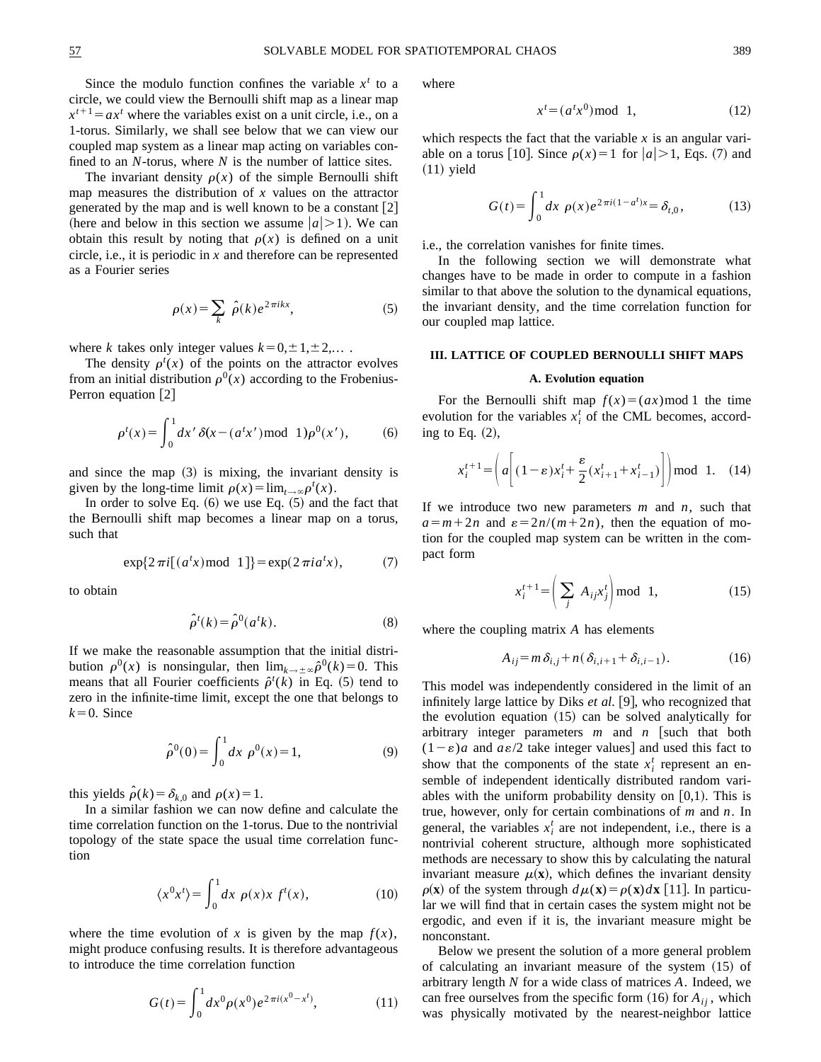Since the modulo function confines the variable $x^t$ to a circle, we could view the Bernoulli shift map as a linear map $x^{t+1}=ax^t$ where the variables exist on a unit circle, i.e., on a 1-torus. Similarly, we shall see below that we can view our coupled map system as a linear map acting on variables confined to an $N$-torus, where $N$ is the number of lattice sites.

The invariant density $\rho(x)$ of the simple Bernoulli shift map measures the distribution of $x$ values on the attractor generated by the map and is well known to be a constant [2] (here and below in this section we assume $|a|>1$). We can obtain this result by noting that $\rho(x)$ is defined on a unit circle, i.e., it is periodic in $x$ and therefore can be represented as a Fourier series

$$\rho(x)=\sum_k \hat{\rho}(k)e^{2\pi ikx}, \tag{5}$$

where $k$ takes only integer values $k=0,\pm 1,\pm 2,\ldots$ .

The density $\rho^t(x)$ of the points on the attractor evolves from an initial distribution $\rho^0(x)$ according to the Frobenius-Perron equation [2]

$$\rho^t(x)=\int_0^1 dx'\,\delta(x-(a^t x')\bmod 1)\rho^0(x'), \tag{6}$$

and since the map (3) is mixing, the invariant density is given by the long-time limit $\rho(x)=\lim_{t\to\infty}\rho^t(x)$.

In order to solve Eq. (6) we use Eq. (5) and the fact that the Bernoulli shift map becomes a linear map on a torus, such that

$$\exp\{2\pi i[(a^t x)\bmod 1]\}=\exp(2\pi i a^t x), \tag{7}$$

to obtain

$$\hat{\rho}^t(k)=\hat{\rho}^0(a^t k). \tag{8}$$

If we make the reasonable assumption that the initial distribution $\rho^0(x)$ is nonsingular, then $\lim_{k\to\pm\infty}\hat{\rho}^0(k)=0$. This means that all Fourier coefficients $\hat{\rho}^t(k)$ in Eq. (5) tend to zero in the infinite-time limit, except the one that belongs to $k=0$. Since

$$\hat{\rho}^0(0)=\int_0^1 dx\;\rho^0(x)=1, \tag{9}$$

this yields $\hat{\rho}(k)=\delta_{k,0}$ and $\rho(x)=1$.

In a similar fashion we can now define and calculate the time correlation function on the 1-torus. Due to the nontrivial topology of the state space the usual time correlation function

$$\langle x^0 x^t\rangle=\int_0^1 dx\;\rho(x)x\;f^t(x), \tag{10}$$

where the time evolution of $x$ is given by the map $f(x)$, might produce confusing results. It is therefore advantageous to introduce the time correlation function

$$G(t)=\int_0^1 dx^0\rho(x^0)e^{2\pi i(x^0-x^t)}, \tag{11}$$

where

$$x^t=(a^t x^0)\bmod 1, \tag{12}$$

which respects the fact that the variable $x$ is an angular variable on a torus [10]. Since $\rho(x)=1$ for $|a|>1$, Eqs. (7) and (11) yield

$$G(t)=\int_0^1 dx\;\rho(x)e^{2\pi i(1-a^t)x}=\delta_{t,0}, \tag{13}$$

i.e., the correlation vanishes for finite times.

In the following section we will demonstrate what changes have to be made in order to compute in a fashion similar to that above the solution to the dynamical equations, the invariant density, and the time correlation function for our coupled map lattice.

## III. LATTICE OF COUPLED BERNOULLI SHIFT MAPS

### A. Evolution equation

For the Bernoulli shift map $f(x)=(ax)\bmod 1$ the time evolution for the variables $x_i^t$ of the CML becomes, according to Eq. (2),

$$x_i^{t+1}=\left(a\left[(1-\varepsilon)x_i^t+\frac{\varepsilon}{2}(x_{i+1}^t+x_{i-1}^t)\right]\right)\bmod 1. \tag{14}$$

If we introduce two new parameters $m$ and $n$, such that $a=m+2n$ and $\varepsilon=2n/(m+2n)$, then the equation of motion for the coupled map system can be written in the compact form

$$x_i^{t+1}=\left(\sum_j A_{ij}x_j^t\right)\bmod 1, \tag{15}$$

where the coupling matrix $A$ has elements

$$A_{ij}=m\delta_{i,j}+n(\delta_{i,i+1}+\delta_{i,i-1}). \tag{16}$$

This model was independently considered in the limit of an infinitely large lattice by Diks *et al.* [9], who recognized that the evolution equation (15) can be solved analytically for arbitrary integer parameters $m$ and $n$ [such that both $(1-\varepsilon)a$ and $a\varepsilon/2$ take integer values] and used this fact to show that the components of the state $x_i^t$ represent an ensemble of independent identically distributed random variables with the uniform probability density on $[0,1)$. This is true, however, only for certain combinations of $m$ and $n$. In general, the variables $x_i^t$ are not independent, i.e., there is a nontrivial coherent structure, although more sophisticated methods are necessary to show this by calculating the natural invariant measure $\mu(\mathbf{x})$, which defines the invariant density $\rho(\mathbf{x})$ of the system through $d\mu(\mathbf{x})=\rho(\mathbf{x})d\mathbf{x}$ [11]. In particular we will find that in certain cases the system might not be ergodic, and even if it is, the invariant measure might be nonconstant.

Below we present the solution of a more general problem of calculating an invariant measure of the system (15) of arbitrary length $N$ for a wide class of matrices $A$. Indeed, we can free ourselves from the specific form (16) for $A_{ij}$, which was physically motivated by the nearest-neighbor lattice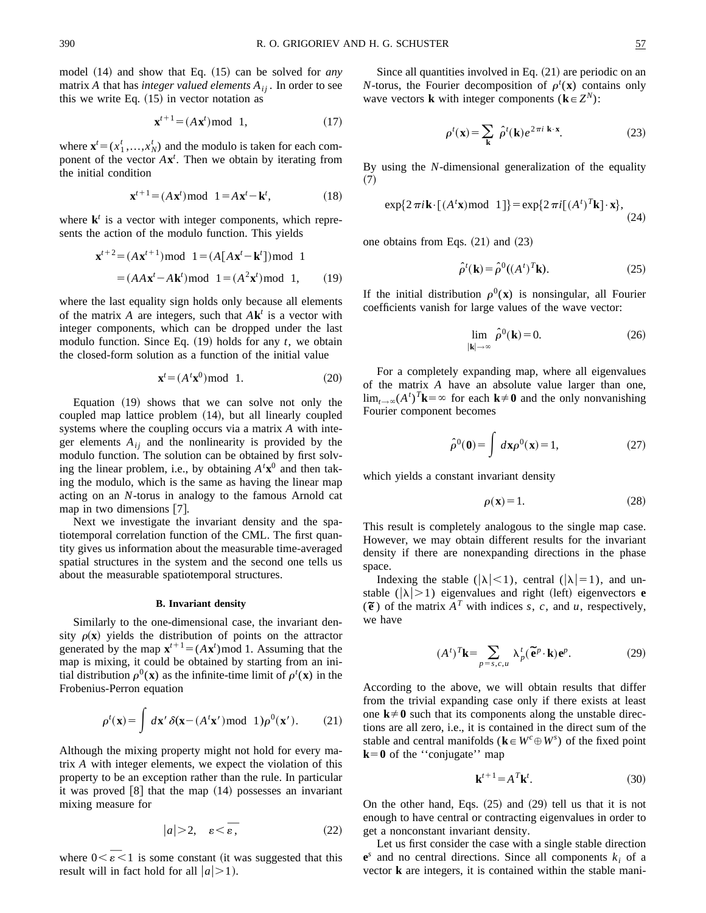model (14) and show that Eq. (15) can be solved for *any* matrix $A$ that has *integer valued elements* $A_{ij}$. In order to see this we write Eq. (15) in vector notation as

$$\mathbf{x}^{t+1}=(A\mathbf{x}^t)\bmod 1, \tag{17}$$

where $\mathbf{x}^t=(x_1^t,\ldots,x_N^t)$ and the modulo is taken for each component of the vector $A\mathbf{x}^t$. Then we obtain by iterating from the initial condition

$$\mathbf{x}^{t+1}=(A\mathbf{x}^t)\bmod 1=A\mathbf{x}^t-\mathbf{k}^t, \tag{18}$$

where $\mathbf{k}^t$ is a vector with integer components, which represents the action of the modulo function. This yields

$$\begin{aligned}\mathbf{x}^{t+2}&=(A\mathbf{x}^{t+1})\bmod 1=(A[A\mathbf{x}^t-\mathbf{k}^t])\bmod 1\\&=(AA\mathbf{x}^t-A\mathbf{k}^t)\bmod 1=(A^2\mathbf{x}^t)\bmod 1,\end{aligned} \tag{19}$$

where the last equality sign holds only because all elements of the matrix $A$ are integers, such that $A\mathbf{k}^t$ is a vector with integer components, which can be dropped under the last modulo function. Since Eq. (19) holds for any $t$, we obtain the closed-form solution as a function of the initial value

$$\mathbf{x}^t=(A^t\mathbf{x}^0)\bmod 1. \tag{20}$$

Equation (19) shows that we can solve not only the coupled map lattice problem (14), but all linearly coupled systems where the coupling occurs via a matrix $A$ with integer elements $A_{ij}$ and the nonlinearity is provided by the modulo function. The solution can be obtained by first solving the linear problem, i.e., by obtaining $A^t\mathbf{x}^0$ and then taking the modulo, which is the same as having the linear map acting on an $N$-torus in analogy to the famous Arnold cat map in two dimensions [7].

Next we investigate the invariant density and the spatiotemporal correlation function of the CML. The first quantity gives us information about the measurable time-averaged spatial structures in the system and the second one tells us about the measurable spatiotemporal structures.

### B. Invariant density

Similarly to the one-dimensional case, the invariant density $\rho(\mathbf{x})$ yields the distribution of points on the attractor generated by the map $\mathbf{x}^{t+1}=(A\mathbf{x}^t)\bmod 1$. Assuming that the map is mixing, it could be obtained by starting from an initial distribution $\rho^0(\mathbf{x})$ as the infinite-time limit of $\rho^t(\mathbf{x})$ in the Frobenius-Perron equation

$$\rho^t(\mathbf{x})=\int d\mathbf{x}'\,\delta(\mathbf{x}-(A^t\mathbf{x}')\bmod 1)\rho^0(\mathbf{x}'). \tag{21}$$

Although the mixing property might not hold for every matrix $A$ with integer elements, we expect the violation of this property to be an exception rather than the rule. In particular it was proved [8] that the map (14) possesses an invariant mixing measure for

$$|a|>2, \quad \varepsilon<\bar{\varepsilon}, \tag{22}$$

where $0<\bar{\varepsilon}<1$ is some constant (it was suggested that this result will in fact hold for all $|a|>1$).

Since all quantities involved in Eq. (21) are periodic on an $N$-torus, the Fourier decomposition of $\rho^t(\mathbf{x})$ contains only wave vectors $\mathbf{k}$ with integer components ($\mathbf{k}\in Z^N$):

$$\rho^t(\mathbf{x})=\sum_{\mathbf{k}}\hat{\rho}^t(\mathbf{k})e^{2\pi i\,\mathbf{k}\cdot\mathbf{x}}. \tag{23}$$

By using the $N$-dimensional generalization of the equality (7)

$$\exp\{2\pi i\mathbf{k}\cdot[(A^t\mathbf{x})\bmod 1]\}=\exp\{2\pi i[(A^t)^T\mathbf{k}]\cdot\mathbf{x}\}, \tag{24}$$

one obtains from Eqs. (21) and (23)

$$\hat{\rho}^t(\mathbf{k})=\hat{\rho}^0((A^t)^T\mathbf{k}). \tag{25}$$

If the initial distribution $\rho^0(\mathbf{x})$ is nonsingular, all Fourier coefficients vanish for large values of the wave vector:

$$\lim_{|\mathbf{k}|\to\infty}\hat{\rho}^0(\mathbf{k})=0. \tag{26}$$

For a completely expanding map, where all eigenvalues of the matrix $A$ have an absolute value larger than one, $\lim_{t\to\infty}(A^t)^T\mathbf{k}=\infty$ for each $\mathbf{k}\neq\mathbf{0}$ and the only nonvanishing Fourier component becomes

$$\hat{\rho}^0(\mathbf{0})=\int d\mathbf{x}\rho^0(\mathbf{x})=1, \tag{27}$$

which yields a constant invariant density

$$\rho(\mathbf{x})=1. \tag{28}$$

This result is completely analogous to the single map case. However, we may obtain different results for the invariant density if there are nonexpanding directions in the phase space.

Indexing the stable ($|\lambda|<1$), central ($|\lambda|=1$), and unstable ($|\lambda|>1$) eigenvalues and right (left) eigenvectors $\mathbf{e}$ ($\tilde{\mathbf{e}}$) of the matrix $A^T$ with indices $s$, $c$, and $u$, respectively, we have

$$(A^t)^T\mathbf{k}=\sum_{p=s,c,u}\lambda_p^t(\tilde{\mathbf{e}}^p\cdot\mathbf{k})\mathbf{e}^p. \tag{29}$$

According to the above, we will obtain results that differ from the trivial expanding case only if there exists at least one $\mathbf{k}\neq\mathbf{0}$ such that its components along the unstable directions are all zero, i.e., it is contained in the direct sum of the stable and central manifolds ($\mathbf{k}\in W^c\oplus W^s$) of the fixed point $\mathbf{k}=\mathbf{0}$ of the "conjugate" map

$$\mathbf{k}^{t+1}=A^T\mathbf{k}^t. \tag{30}$$

On the other hand, Eqs. (25) and (29) tell us that it is not enough to have central or contracting eigenvalues in order to get a nonconstant invariant density.

Let us first consider the case with a single stable direction $\mathbf{e}^s$ and no central directions. Since all components $k_i$ of a vector $\mathbf{k}$ are integers, it is contained within the stable mani-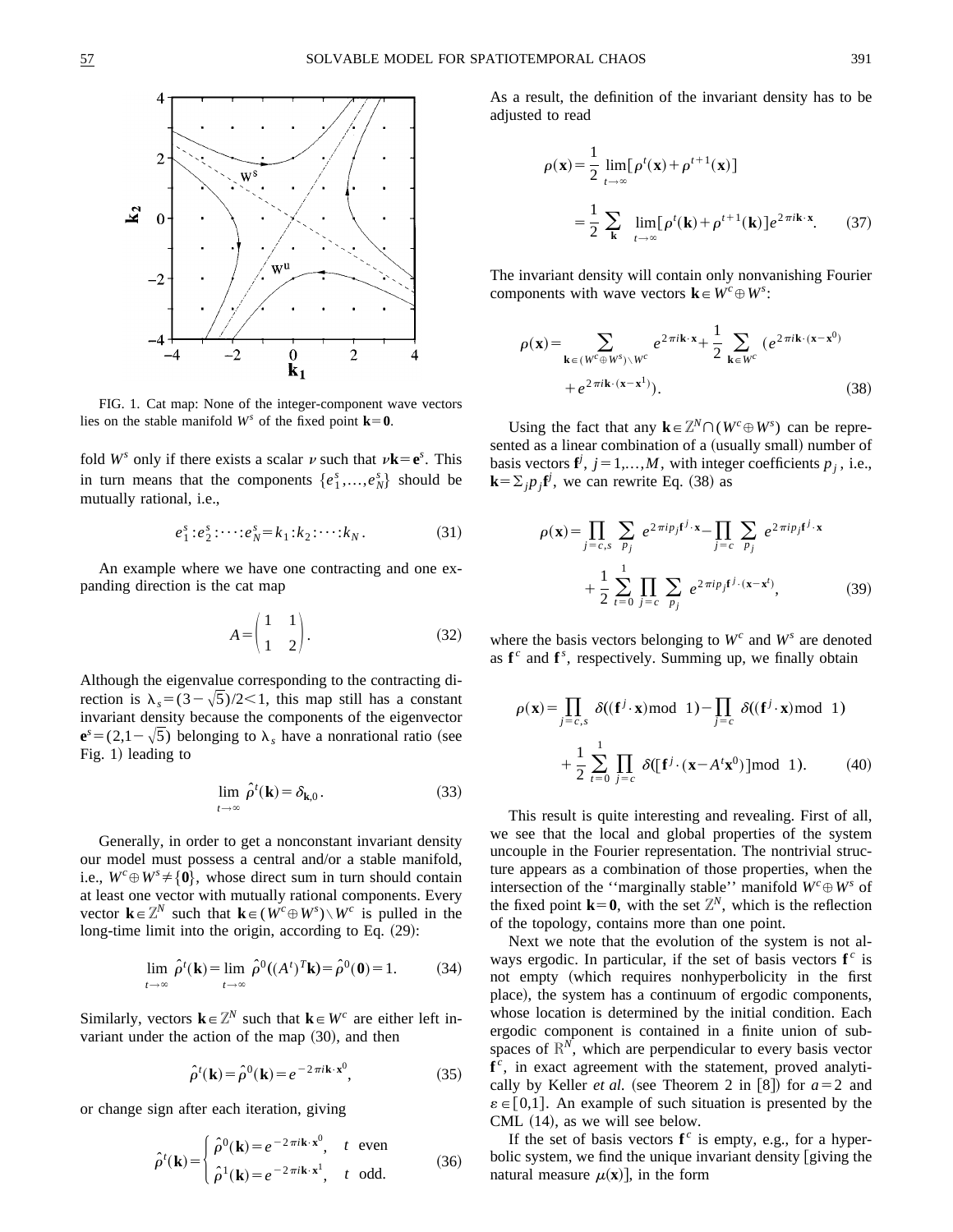FIG. 1. Cat map: None of the integer-component wave vectors lies on the stable manifold $W^s$ of the fixed point $\mathbf{k}=\mathbf{0}$.

fold $W^s$ only if there exists a scalar $\nu$ such that $\nu\mathbf{k}=\mathbf{e}^s$. This in turn means that the components $\{e_1^s,\ldots,e_N^s\}$ should be mutually rational, i.e.,

$$e_1^s:e_2^s:\cdots:e_N^s=k_1:k_2:\cdots:k_N. \tag{31}$$

An example where we have one contracting and one expanding direction is the cat map

$$A=\begin{pmatrix}1 & 1\\ 1 & 2\end{pmatrix}. \tag{32}$$

Although the eigenvalue corresponding to the contracting direction is $\lambda_s=(3-\sqrt{5})/2<1$, this map still has a constant invariant density because the components of the eigenvector $\mathbf{e}^s=(2,1-\sqrt{5})$ belonging to $\lambda_s$ have a nonrational ratio (see Fig. 1) leading to

$$\lim_{t\to\infty}\hat{\rho}^t(\mathbf{k})=\delta_{\mathbf{k},0}. \tag{33}$$

Generally, in order to get a nonconstant invariant density our model must possess a central and/or a stable manifold, i.e., $W^c\oplus W^s\neq\{\mathbf{0}\}$, whose direct sum in turn should contain at least one vector with mutually rational components. Every vector $\mathbf{k}\in\mathbb{Z}^N$ such that $\mathbf{k}\in(W^c\oplus W^s)\setminus W^c$ is pulled in the long-time limit into the origin, according to Eq. (29):

$$\lim_{t\to\infty}\hat{\rho}^t(\mathbf{k})=\lim_{t\to\infty}\hat{\rho}^0((A^t)^T\mathbf{k})=\hat{\rho}^0(\mathbf{0})=1. \tag{34}$$

Similarly, vectors $\mathbf{k}\in\mathbb{Z}^N$ such that $\mathbf{k}\in W^c$ are either left invariant under the action of the map (30), and then

$$\hat{\rho}^t(\mathbf{k})=\hat{\rho}^0(\mathbf{k})=e^{-2\pi i\mathbf{k}\cdot\mathbf{x}^0}, \tag{35}$$

or change sign after each iteration, giving

$$\hat{\rho}^t(\mathbf{k})=\begin{cases}\hat{\rho}^0(\mathbf{k})=e^{-2\pi i\mathbf{k}\cdot\mathbf{x}^0}, & t \text{ even}\\ \hat{\rho}^1(\mathbf{k})=e^{-2\pi i\mathbf{k}\cdot\mathbf{x}^1}, & t \text{ odd.}\end{cases} \tag{36}$$

As a result, the definition of the invariant density has to be adjusted to read

$$\begin{aligned}\rho(\mathbf{x})&=\frac{1}{2}\lim_{t\to\infty}[\rho^t(\mathbf{x})+\rho^{t+1}(\mathbf{x})]\\&=\frac{1}{2}\sum_{\mathbf{k}}\lim_{t\to\infty}[\rho^t(\mathbf{k})+\rho^{t+1}(\mathbf{k})]e^{2\pi i\mathbf{k}\cdot\mathbf{x}}.\end{aligned} \tag{37}$$

The invariant density will contain only nonvanishing Fourier components with wave vectors $\mathbf{k}\in W^c\oplus W^s$:

$$\begin{aligned}\rho(\mathbf{x})=&\sum_{\mathbf{k}\in(W^c\oplus W^s)\setminus W^c}e^{2\pi i\mathbf{k}\cdot\mathbf{x}}+\frac{1}{2}\sum_{\mathbf{k}\in W^c}(e^{2\pi i\mathbf{k}\cdot(\mathbf{x}-\mathbf{x}^0)}\\&+e^{2\pi i\mathbf{k}\cdot(\mathbf{x}-\mathbf{x}^1)}).\end{aligned} \tag{38}$$

Using the fact that any $\mathbf{k}\in\mathbb{Z}^N\cap(W^c\oplus W^s)$ can be represented as a linear combination of a (usually small) number of basis vectors $\mathbf{f}^j$, $j=1,\ldots,M$, with integer coefficients $p_j$, i.e., $\mathbf{k}=\sum_j p_j\mathbf{f}^j$, we can rewrite Eq. (38) as

$$\begin{aligned}\rho(\mathbf{x})=&\prod_{j=c,s}\sum_{p_j}e^{2\pi i p_j\mathbf{f}^j\cdot\mathbf{x}}-\prod_{j=c}\sum_{p_j}e^{2\pi i p_j\mathbf{f}^j\cdot\mathbf{x}}\\&+\frac{1}{2}\sum_{t=0}^{1}\prod_{j=c}\sum_{p_j}e^{2\pi i p_j\mathbf{f}^j\cdot(\mathbf{x}-\mathbf{x}^t)},\end{aligned} \tag{39}$$

where the basis vectors belonging to $W^c$ and $W^s$ are denoted as $\mathbf{f}^c$ and $\mathbf{f}^s$, respectively. Summing up, we finally obtain

$$\begin{aligned}\rho(\mathbf{x})=&\prod_{j=c,s}\delta((\mathbf{f}^j\cdot\mathbf{x})\bmod 1)-\prod_{j=c}\delta((\mathbf{f}^j\cdot\mathbf{x})\bmod 1)\\&+\frac{1}{2}\sum_{t=0}^{1}\prod_{j=c}\delta([\mathbf{f}^j\cdot(\mathbf{x}-A^t\mathbf{x}^0)]\bmod 1).\end{aligned} \tag{40}$$

This result is quite interesting and revealing. First of all, we see that the local and global properties of the system uncouple in the Fourier representation. The nontrivial structure appears as a combination of those properties, when the intersection of the "marginally stable" manifold $W^c\oplus W^s$ of the fixed point $\mathbf{k}=\mathbf{0}$, with the set $\mathbb{Z}^N$, which is the reflection of the topology, contains more than one point.

Next we note that the evolution of the system is not always ergodic. In particular, if the set of basis vectors $\mathbf{f}^c$ is not empty (which requires nonhyperbolicity in the first place), the system has a continuum of ergodic components, whose location is determined by the initial condition. Each ergodic component is contained in a finite union of subspaces of $\mathbb{R}^N$, which are perpendicular to every basis vector $\mathbf{f}^c$, in exact agreement with the statement, proved analytically by Keller *et al.* (see Theorem 2 in [8]) for $a=2$ and $\varepsilon\in[0,1]$. An example of such situation is presented by the CML (14), as we will see below.

If the set of basis vectors $\mathbf{f}^c$ is empty, e.g., for a hyperbolic system, we find the unique invariant density [giving the natural measure $\mu(\mathbf{x})$], in the form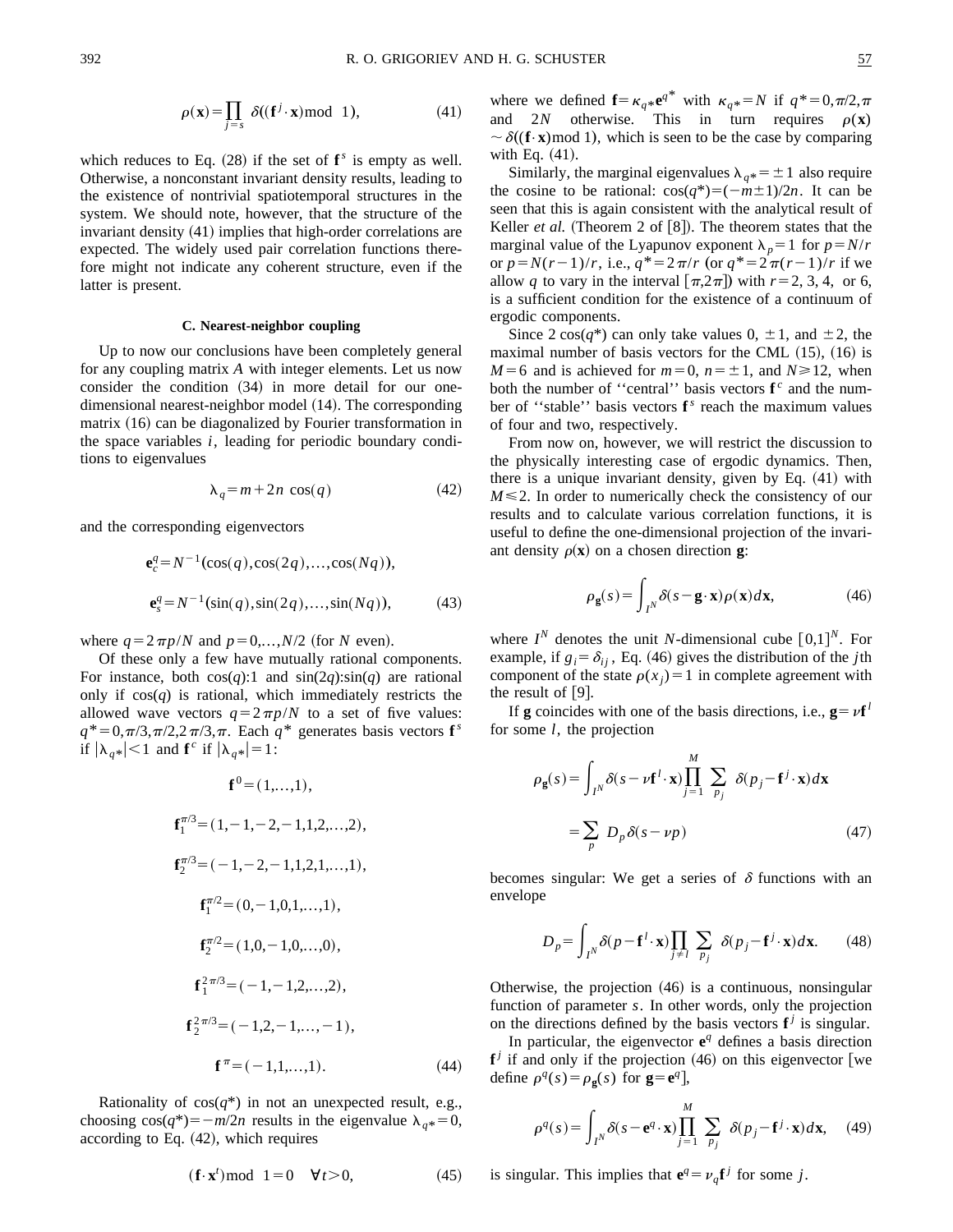$$\rho(\mathbf{x}) = \prod_{j=s} \delta((\mathbf{f}^j \cdot \mathbf{x}) \bmod 1), \tag{41}$$

which reduces to Eq. (28) if the set of $\mathbf{f}^s$ is empty as well. Otherwise, a nonconstant invariant density results, leading to the existence of nontrivial spatiotemporal structures in the system. We should note, however, that the structure of the invariant density (41) implies that high-order correlations are expected. The widely used pair correlation functions therefore might not indicate any coherent structure, even if the latter is present.

### C. Nearest-neighbor coupling

Up to now our conclusions have been completely general for any coupling matrix $A$ with integer elements. Let us now consider the condition (34) in more detail for our one-dimensional nearest-neighbor model (14). The corresponding matrix (16) can be diagonalized by Fourier transformation in the space variables $i$, leading for periodic boundary conditions to eigenvalues

$$\lambda_q = m + 2n \cos(q) \tag{42}$$

and the corresponding eigenvectors

$$\mathbf{e}_c^q = N^{-1}(\cos(q), \cos(2q), \ldots, \cos(Nq)),$$

$$\mathbf{e}_s^q = N^{-1}(\sin(q), \sin(2q), \ldots, \sin(Nq)), \tag{43}$$

where $q = 2\pi p/N$ and $p = 0, \ldots, N/2$ (for $N$ even).

Of these only a few have mutually rational components. For instance, both $\cos(q)$:1 and $\sin(2q)$:$\sin(q)$ are rational only if $\cos(q)$ is rational, which immediately restricts the allowed wave vectors $q = 2\pi p/N$ to a set of five values: $q^* = 0, \pi/3, \pi/2, 2\pi/3, \pi$. Each $q^*$ generates basis vectors $\mathbf{f}^s$ if $|\lambda_{q^*}| < 1$ and $\mathbf{f}^c$ if $|\lambda_{q^*}| = 1$:

$$\mathbf{f}^0 = (1, \ldots, 1),$$

$$\mathbf{f}_1^{\pi/3} = (1, -1, -2, -1, 1, 2, \ldots, 2),$$

$$\mathbf{f}_2^{\pi/3} = (-1, -2, -1, 1, 2, 1, \ldots, 1),$$

$$\mathbf{f}_1^{\pi/2} = (0, -1, 0, 1, \ldots, 1),$$

$$\mathbf{f}_2^{\pi/2} = (1, 0, -1, 0, \ldots, 0),$$

$$\mathbf{f}_1^{2\pi/3} = (-1, -1, 2, \ldots, 2),$$

$$\mathbf{f}_2^{2\pi/3} = (-1, 2, -1, \ldots, -1),$$

$$\mathbf{f}^\pi = (-1, 1, \ldots, 1). \tag{44}$$

Rationality of $\cos(q^*)$ in not an unexpected result, e.g., choosing $\cos(q^*) = -m/2n$ results in the eigenvalue $\lambda_{q^*} = 0$, according to Eq. (42), which requires

$$(\mathbf{f} \cdot \mathbf{x}^t) \bmod 1 = 0 \quad \forall t > 0, \tag{45}$$

where we defined $\mathbf{f} = \kappa_{q^*} \mathbf{e}^{q^*}$ with $\kappa_{q^*} = N$ if $q^* = 0, \pi/2, \pi$ and $2N$ otherwise. This in turn requires $\rho(\mathbf{x}) \sim \delta((\mathbf{f} \cdot \mathbf{x}) \bmod 1)$, which is seen to be the case by comparing with Eq. (41).

Similarly, the marginal eigenvalues $\lambda_{q^*} = \pm 1$ also require the cosine to be rational: $\cos(q^*) = (-m \pm 1)/2n$. It can be seen that this is again consistent with the analytical result of Keller *et al.* (Theorem 2 of [8]). The theorem states that the marginal value of the Lyapunov exponent $\lambda_p = 1$ for $p = N/r$ or $p = N(r-1)/r$, i.e., $q^* = 2\pi/r$ (or $q^* = 2\pi(r-1)/r$ if we allow $q$ to vary in the interval $[\pi, 2\pi]$) with $r = 2$, 3, 4, or 6, is a sufficient condition for the existence of a continuum of ergodic components.

Since $2\cos(q^*)$ can only take values 0, $\pm 1$, and $\pm 2$, the maximal number of basis vectors for the CML (15), (16) is $M = 6$ and is achieved for $m = 0$, $n = \pm 1$, and $N \geq 12$, when both the number of "central" basis vectors $\mathbf{f}^c$ and the number of "stable" basis vectors $\mathbf{f}^s$ reach the maximum values of four and two, respectively.

From now on, however, we will restrict the discussion to the physically interesting case of ergodic dynamics. Then, there is a unique invariant density, given by Eq. (41) with $M \leq 2$. In order to numerically check the consistency of our results and to calculate various correlation functions, it is useful to define the one-dimensional projection of the invariant density $\rho(\mathbf{x})$ on a chosen direction $\mathbf{g}$:

$$\rho_{\mathbf{g}}(s) = \int_{I^N} \delta(s - \mathbf{g} \cdot \mathbf{x}) \rho(\mathbf{x}) d\mathbf{x}, \tag{46}$$

where $I^N$ denotes the unit $N$-dimensional cube $[0,1]^N$. For example, if $g_i = \delta_{ij}$, Eq. (46) gives the distribution of the $j$th component of the state $\rho(x_j) = 1$ in complete agreement with the result of [9].

If $\mathbf{g}$ coincides with one of the basis directions, i.e., $\mathbf{g} = \nu \mathbf{f}^l$ for some $l$, the projection

$$\rho_{\mathbf{g}}(s) = \int_{I^N} \delta(s - \nu \mathbf{f}^l \cdot \mathbf{x}) \prod_{j=1}^{M} \sum_{p_j} \delta(p_j - \mathbf{f}^j \cdot \mathbf{x}) d\mathbf{x}$$

$$= \sum_p D_p \delta(s - \nu p) \tag{47}$$

becomes singular: We get a series of $\delta$ functions with an envelope

$$D_p = \int_{I^N} \delta(p - \mathbf{f}^l \cdot \mathbf{x}) \prod_{j \neq l} \sum_{p_j} \delta(p_j - \mathbf{f}^j \cdot \mathbf{x}) d\mathbf{x}. \tag{48}$$

Otherwise, the projection (46) is a continuous, nonsingular function of parameter $s$. In other words, only the projection on the directions defined by the basis vectors $\mathbf{f}^j$ is singular.

In particular, the eigenvector $\mathbf{e}^q$ defines a basis direction $\mathbf{f}^j$ if and only if the projection (46) on this eigenvector [we define $\rho^q(s) = \rho_{\mathbf{g}}(s)$ for $\mathbf{g} = \mathbf{e}^q$],

$$\rho^q(s) = \int_{I^N} \delta(s - \mathbf{e}^q \cdot \mathbf{x}) \prod_{j=1}^{M} \sum_{p_j} \delta(p_j - \mathbf{f}^j \cdot \mathbf{x}) d\mathbf{x}, \tag{49}$$

is singular. This implies that $\mathbf{e}^q = \nu_q \mathbf{f}^j$ for some $j$.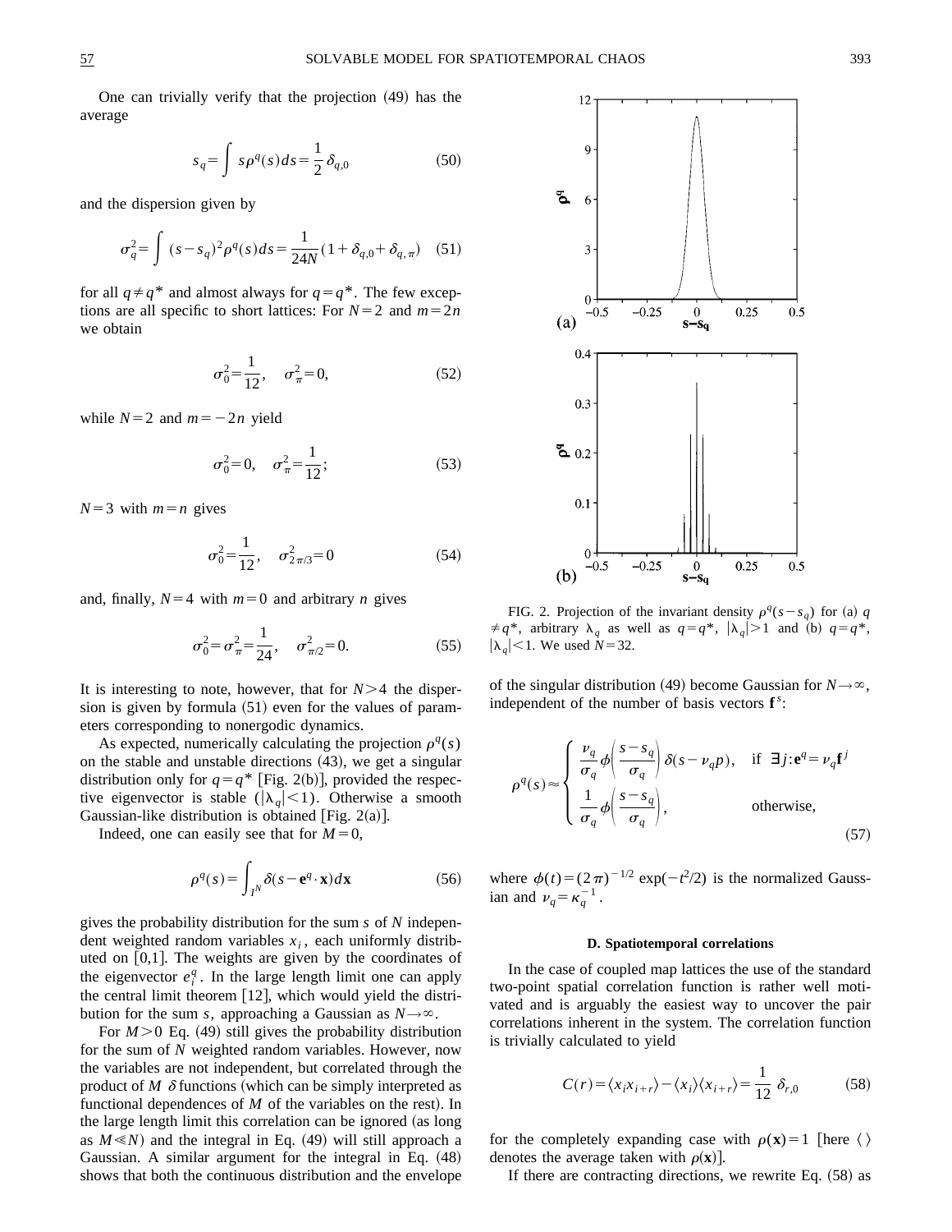One can trivially verify that the projection (49) has the average

$$s_q = \int s\rho^q(s)ds = \frac{1}{2}\delta_{q,0} \tag{50}$$

and the dispersion given by

$$\sigma_q^2 = \int (s-s_q)^2 \rho^q(s)ds = \frac{1}{24N}(1+\delta_{q,0}+\delta_{q,\pi}) \tag{51}$$

for all $q \neq q^*$ and almost always for $q=q^*$. The few exceptions are all specific to short lattices: For $N=2$ and $m=2n$ we obtain

$$\sigma_0^2 = \frac{1}{12}, \quad \sigma_\pi^2 = 0, \tag{52}$$

while $N=2$ and $m=-2n$ yield

$$\sigma_0^2 = 0, \quad \sigma_\pi^2 = \frac{1}{12}; \tag{53}$$

$N=3$ with $m=n$ gives

$$\sigma_0^2 = \frac{1}{12}, \quad \sigma_{2\pi/3}^2 = 0 \tag{54}$$

and, finally, $N=4$ with $m=0$ and arbitrary $n$ gives

$$\sigma_0^2 = \sigma_\pi^2 = \frac{1}{24}, \quad \sigma_{\pi/2}^2 = 0. \tag{55}$$

It is interesting to note, however, that for $N>4$ the dispersion is given by formula (51) even for the values of parameters corresponding to nonergodic dynamics.

As expected, numerically calculating the projection $\rho^q(s)$ on the stable and unstable directions (43), we get a singular distribution only for $q=q^*$ [Fig. 2(b)], provided the respective eigenvector is stable ($|\lambda_q|<1$). Otherwise a smooth Gaussian-like distribution is obtained [Fig. 2(a)].

Indeed, one can easily see that for $M=0$,

$$\rho^q(s) = \int_{I^N} \delta(s - \mathbf{e}^q \cdot \mathbf{x}) d\mathbf{x} \tag{56}$$

gives the probability distribution for the sum $s$ of $N$ independent weighted random variables $x_i$, each uniformly distributed on [0,1]. The weights are given by the coordinates of the eigenvector $e_i^q$. In the large length limit one can apply the central limit theorem [12], which would yield the distribution for the sum $s$, approaching a Gaussian as $N\to\infty$.

For $M>0$ Eq. (49) still gives the probability distribution for the sum of $N$ weighted random variables. However, now the variables are not independent, but correlated through the product of $M$ $\delta$ functions (which can be simply interpreted as functional dependences of $M$ of the variables on the rest). In the large length limit this correlation can be ignored (as long as $M \ll N$) and the integral in Eq. (49) will still approach a Gaussian. A similar argument for the integral in Eq. (48) shows that both the continuous distribution and the envelope

FIG. 2. Projection of the invariant density $\rho^q(s-s_q)$ for (a) $q \neq q^*$, arbitrary $\lambda_q$ as well as $q=q^*$, $|\lambda_q|>1$ and (b) $q=q^*$, $|\lambda_q|<1$. We used $N=32$.

of the singular distribution (49) become Gaussian for $N\to\infty$, independent of the number of basis vectors $\mathbf{f}^s$:

$$\rho^q(s) \approx \begin{cases} \dfrac{\nu_q}{\sigma_q}\phi\left(\dfrac{s-s_q}{\sigma_q}\right)\delta(s-\nu_q p), & \text{if } \exists j: \mathbf{e}^q = \nu_q \mathbf{f}^j \\ \dfrac{1}{\sigma_q}\phi\left(\dfrac{s-s_q}{\sigma_q}\right), & \text{otherwise,} \end{cases} \tag{57}$$

where $\phi(t) = (2\pi)^{-1/2}\exp(-t^2/2)$ is the normalized Gaussian and $\nu_q = \kappa_q^{-1}$.

### D. Spatiotemporal correlations

In the case of coupled map lattices the use of the standard two-point spatial correlation function is rather well motivated and is arguably the easiest way to uncover the pair correlations inherent in the system. The correlation function is trivially calculated to yield

$$C(r) = \langle x_i x_{i+r}\rangle - \langle x_i\rangle\langle x_{i+r}\rangle = \frac{1}{12}\delta_{r,0} \tag{58}$$

for the completely expanding case with $\rho(\mathbf{x})=1$ [here $\langle\,\rangle$ denotes the average taken with $\rho(\mathbf{x})$].

If there are contracting directions, we rewrite Eq. (58) as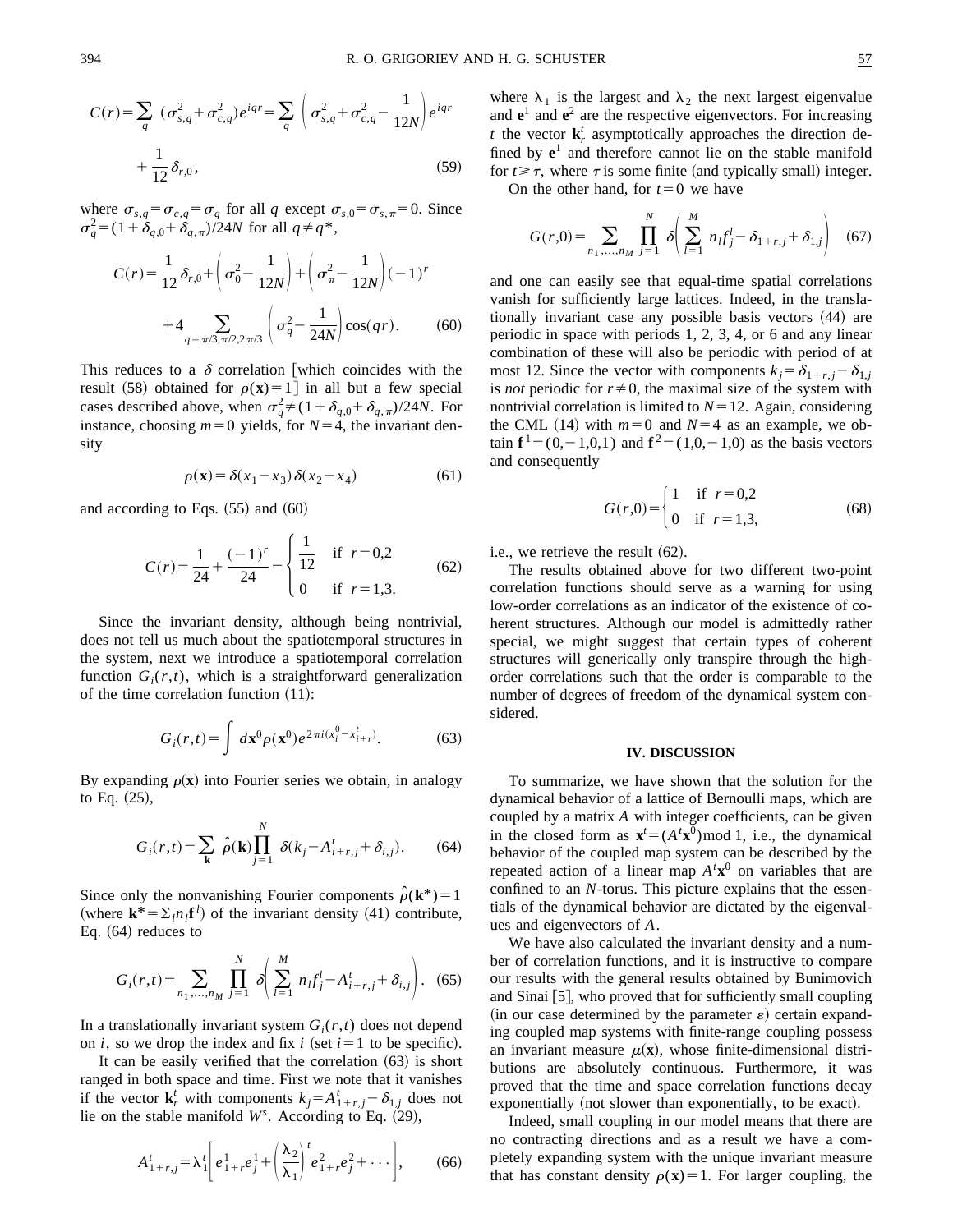$$C(r)=\sum_{q}(\sigma_{s,q}^2+\sigma_{c,q}^2)e^{iqr}=\sum_{q}\left(\sigma_{s,q}^2+\sigma_{c,q}^2-\frac{1}{12N}\right)e^{iqr}+\frac{1}{12}\delta_{r,0}, \tag{59}$$

where $\sigma_{s,q}=\sigma_{c,q}=\sigma_q$ for all $q$ except $\sigma_{s,0}=\sigma_{s,\pi}=0$. Since $\sigma_q^2=(1+\delta_{q,0}+\delta_{q,\pi})/24N$ for all $q\neq q^*$,

$$C(r)=\frac{1}{12}\delta_{r,0}+\left(\sigma_0^2-\frac{1}{12N}\right)+\left(\sigma_\pi^2-\frac{1}{12N}\right)(-1)^r+4\sum_{q=\pi/3,\pi/2,2\pi/3}\left(\sigma_q^2-\frac{1}{24N}\right)\cos(qr). \tag{60}$$

This reduces to a $\delta$ correlation [which coincides with the result (58) obtained for $\rho(\mathbf{x})=1$] in all but a few special cases described above, when $\sigma_q^2\neq(1+\delta_{q,0}+\delta_{q,\pi})/24N$. For instance, choosing $m=0$ yields, for $N=4$, the invariant density

$$\rho(\mathbf{x})=\delta(x_1-x_3)\,\delta(x_2-x_4) \tag{61}$$

and according to Eqs. (55) and (60)

$$C(r)=\frac{1}{24}+\frac{(-1)^r}{24}=\begin{cases}\dfrac{1}{12} & \text{if } r=0,2\\ 0 & \text{if } r=1,3.\end{cases} \tag{62}$$

Since the invariant density, although being nontrivial, does not tell us much about the spatiotemporal structures in the system, next we introduce a spatiotemporal correlation function $G_i(r,t)$, which is a straightforward generalization of the time correlation function (11):

$$G_i(r,t)=\int d\mathbf{x}^0\rho(\mathbf{x}^0)e^{2\pi i(x_i^0-x_{i+r}^t)}. \tag{63}$$

By expanding $\rho(\mathbf{x})$ into Fourier series we obtain, in analogy to Eq. (25),

$$G_i(r,t)=\sum_{\mathbf{k}}\hat{\rho}(\mathbf{k})\prod_{j=1}^{N}\delta(k_j-A_{i+r,j}^t+\delta_{i,j}). \tag{64}$$

Since only the nonvanishing Fourier components $\hat{\rho}(\mathbf{k}^*)=1$ (where $\mathbf{k}^*=\sum_l n_l\mathbf{f}^l$) of the invariant density (41) contribute, Eq. (64) reduces to

$$G_i(r,t)=\sum_{n_1,\ldots,n_M}\prod_{j=1}^{N}\delta\left(\sum_{l=1}^{M}n_l f_j^l-A_{i+r,j}^t+\delta_{i,j}\right). \tag{65}$$

In a translationally invariant system $G_i(r,t)$ does not depend on $i$, so we drop the index and fix $i$ (set $i=1$ to be specific).

It can be easily verified that the correlation (63) is short ranged in both space and time. First we note that it vanishes if the vector $\mathbf{k}_r^t$ with components $k_j=A_{1+r,j}^t-\delta_{1,j}$ does not lie on the stable manifold $W^s$. According to Eq. (29),

$$A_{1+r,j}^t=\lambda_1^t\left[e_{1+r}^1e_j^1+\left(\frac{\lambda_2}{\lambda_1}\right)^t e_{1+r}^2e_j^2+\cdots\right], \tag{66}$$

where $\lambda_1$ is the largest and $\lambda_2$ the next largest eigenvalue and $\mathbf{e}^1$ and $\mathbf{e}^2$ are the respective eigenvectors. For increasing $t$ the vector $\mathbf{k}_r^t$ asymptotically approaches the direction defined by $\mathbf{e}^1$ and therefore cannot lie on the stable manifold for $t\geq\tau$, where $\tau$ is some finite (and typically small) integer.

On the other hand, for $t=0$ we have

$$G(r,0)=\sum_{n_1,\ldots,n_M}\prod_{j=1}^{N}\delta\left(\sum_{l=1}^{M}n_l f_j^l-\delta_{1+r,j}+\delta_{1,j}\right) \tag{67}$$

and one can easily see that equal-time spatial correlations vanish for sufficiently large lattices. Indeed, in the translationally invariant case any possible basis vectors (44) are periodic in space with periods 1, 2, 3, 4, or 6 and any linear combination of these will also be periodic with period of at most 12. Since the vector with components $k_j=\delta_{1+r,j}-\delta_{1,j}$ is *not* periodic for $r\neq0$, the maximal size of the system with nontrivial correlation is limited to $N=12$. Again, considering the CML (14) with $m=0$ and $N=4$ as an example, we obtain $\mathbf{f}^1=(0,-1,0,1)$ and $\mathbf{f}^2=(1,0,-1,0)$ as the basis vectors and consequently

$$G(r,0)=\begin{cases}1 & \text{if } r=0,2\\ 0 & \text{if } r=1,3,\end{cases} \tag{68}$$

i.e., we retrieve the result (62).

The results obtained above for two different two-point correlation functions should serve as a warning for using low-order correlations as an indicator of the existence of coherent structures. Although our model is admittedly rather special, we might suggest that certain types of coherent structures will generically only transpire through the high-order correlations such that the order is comparable to the number of degrees of freedom of the dynamical system considered.

## IV. DISCUSSION

To summarize, we have shown that the solution for the dynamical behavior of a lattice of Bernoulli maps, which are coupled by a matrix $A$ with integer coefficients, can be given in the closed form as $\mathbf{x}^t=(A^t\mathbf{x}^0)\bmod 1$, i.e., the dynamical behavior of the coupled map system can be described by the repeated action of a linear map $A^t\mathbf{x}^0$ on variables that are confined to an $N$-torus. This picture explains that the essentials of the dynamical behavior are dictated by the eigenvalues and eigenvectors of $A$.

We have also calculated the invariant density and a number of correlation functions, and it is instructive to compare our results with the general results obtained by Bunimovich and Sinai [5], who proved that for sufficiently small coupling (in our case determined by the parameter $\varepsilon$) certain expanding coupled map systems with finite-range coupling possess an invariant measure $\mu(\mathbf{x})$, whose finite-dimensional distributions are absolutely continuous. Furthermore, it was proved that the time and space correlation functions decay exponentially (not slower than exponentially, to be exact).

Indeed, small coupling in our model means that there are no contracting directions and as a result we have a completely expanding system with the unique invariant measure that has constant density $\rho(\mathbf{x})=1$. For larger coupling, the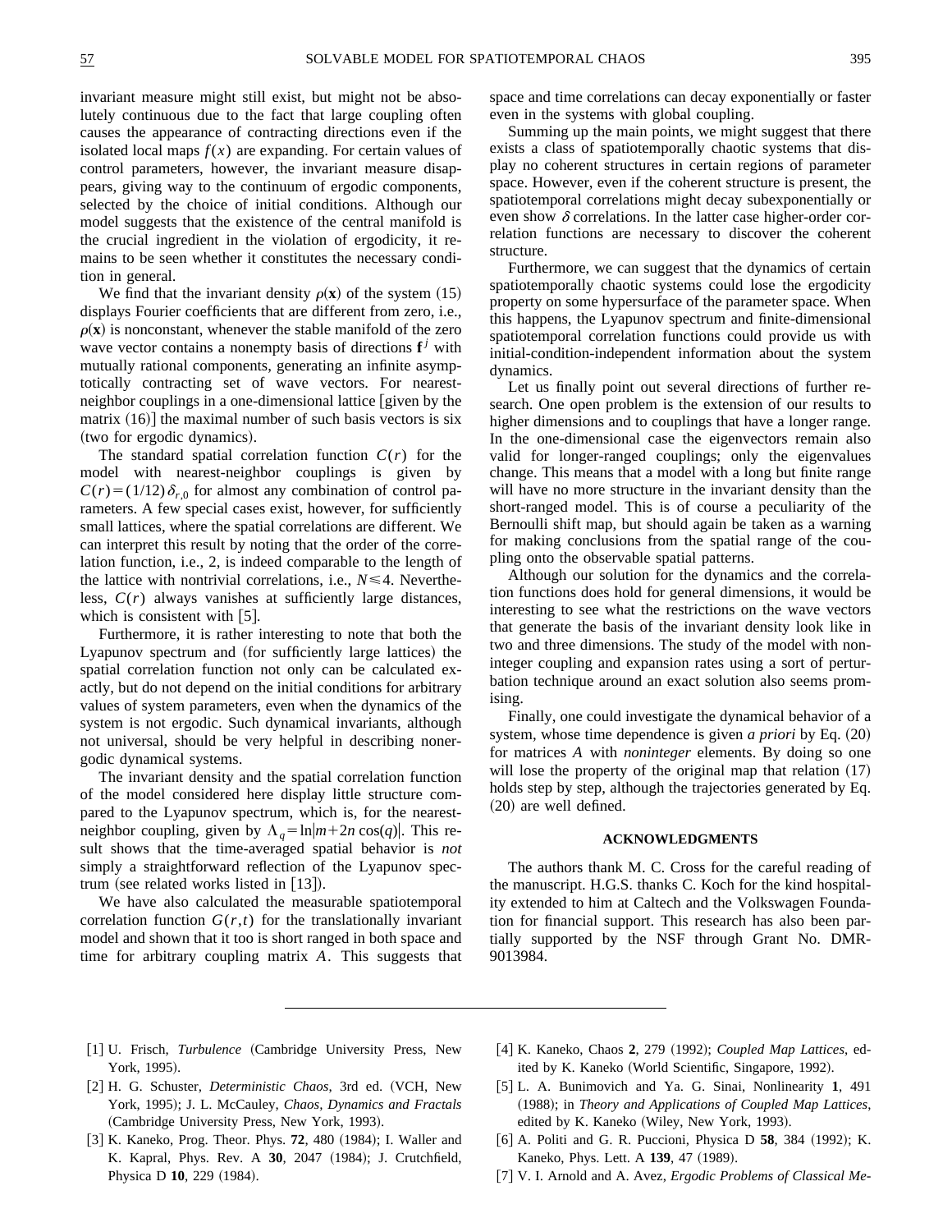invariant measure might still exist, but might not be absolutely continuous due to the fact that large coupling often causes the appearance of contracting directions even if the isolated local maps $f(x)$ are expanding. For certain values of control parameters, however, the invariant measure disappears, giving way to the continuum of ergodic components, selected by the choice of initial conditions. Although our model suggests that the existence of the central manifold is the crucial ingredient in the violation of ergodicity, it remains to be seen whether it constitutes the necessary condition in general.

We find that the invariant density $\rho(\mathbf{x})$ of the system (15) displays Fourier coefficients that are different from zero, i.e., $\rho(\mathbf{x})$ is nonconstant, whenever the stable manifold of the zero wave vector contains a nonempty basis of directions $\mathbf{f}^j$ with mutually rational components, generating an infinite asymptotically contracting set of wave vectors. For nearest-neighbor couplings in a one-dimensional lattice [given by the matrix (16)] the maximal number of such basis vectors is six (two for ergodic dynamics).

The standard spatial correlation function $C(r)$ for the model with nearest-neighbor couplings is given by $C(r)=(1/12)\delta_{r,0}$ for almost any combination of control parameters. A few special cases exist, however, for sufficiently small lattices, where the spatial correlations are different. We can interpret this result by noting that the order of the correlation function, i.e., 2, is indeed comparable to the length of the lattice with nontrivial correlations, i.e., $N \leqslant 4$. Nevertheless, $C(r)$ always vanishes at sufficiently large distances, which is consistent with [5].

Furthermore, it is rather interesting to note that both the Lyapunov spectrum and (for sufficiently large lattices) the spatial correlation function not only can be calculated exactly, but do not depend on the initial conditions for arbitrary values of system parameters, even when the dynamics of the system is not ergodic. Such dynamical invariants, although not universal, should be very helpful in describing nonergodic dynamical systems.

The invariant density and the spatial correlation function of the model considered here display little structure compared to the Lyapunov spectrum, which is, for the nearest-neighbor coupling, given by $\Lambda_q=\ln|m+2n\cos(q)|$. This result shows that the time-averaged spatial behavior is *not* simply a straightforward reflection of the Lyapunov spectrum (see related works listed in [13]).

We have also calculated the measurable spatiotemporal correlation function $G(r,t)$ for the translationally invariant model and shown that it too is short ranged in both space and time for arbitrary coupling matrix $A$. This suggests that space and time correlations can decay exponentially or faster even in the systems with global coupling.

Summing up the main points, we might suggest that there exists a class of spatiotemporally chaotic systems that display no coherent structures in certain regions of parameter space. However, even if the coherent structure is present, the spatiotemporal correlations might decay subexponentially or even show $\delta$ correlations. In the latter case higher-order correlation functions are necessary to discover the coherent structure.

Furthermore, we can suggest that the dynamics of certain spatiotemporally chaotic systems could lose the ergodicity property on some hypersurface of the parameter space. When this happens, the Lyapunov spectrum and finite-dimensional spatiotemporal correlation functions could provide us with initial-condition-independent information about the system dynamics.

Let us finally point out several directions of further research. One open problem is the extension of our results to higher dimensions and to couplings that have a longer range. In the one-dimensional case the eigenvectors remain also valid for longer-ranged couplings; only the eigenvalues change. This means that a model with a long but finite range will have no more structure in the invariant density than the short-ranged model. This is of course a peculiarity of the Bernoulli shift map, but should again be taken as a warning for making conclusions from the spatial range of the coupling onto the observable spatial patterns.

Although our solution for the dynamics and the correlation functions does hold for general dimensions, it would be interesting to see what the restrictions on the wave vectors that generate the basis of the invariant density look like in two and three dimensions. The study of the model with noninteger coupling and expansion rates using a sort of perturbation technique around an exact solution also seems promising.

Finally, one could investigate the dynamical behavior of a system, whose time dependence is given *a priori* by Eq. (20) for matrices $A$ with *noninteger* elements. By doing so one will lose the property of the original map that relation (17) holds step by step, although the trajectories generated by Eq. (20) are well defined.

## ACKNOWLEDGMENTS

The authors thank M. C. Cross for the careful reading of the manuscript. H.G.S. thanks C. Koch for the kind hospitality extended to him at Caltech and the Volkswagen Foundation for financial support. This research has also been partially supported by the NSF through Grant No. DMR-9013984.

---

[1] U. Frisch, *Turbulence* (Cambridge University Press, New York, 1995).

[2] H. G. Schuster, *Deterministic Chaos*, 3rd ed. (VCH, New York, 1995); J. L. McCauley, *Chaos, Dynamics and Fractals* (Cambridge University Press, New York, 1993).

[3] K. Kaneko, Prog. Theor. Phys. **72**, 480 (1984); I. Waller and K. Kapral, Phys. Rev. A **30**, 2047 (1984); J. Crutchfield, Physica D **10**, 229 (1984).

[4] K. Kaneko, Chaos **2**, 279 (1992); *Coupled Map Lattices*, edited by K. Kaneko (World Scientific, Singapore, 1992).

[5] L. A. Bunimovich and Ya. G. Sinai, Nonlinearity **1**, 491 (1988); in *Theory and Applications of Coupled Map Lattices*, edited by K. Kaneko (Wiley, New York, 1993).

[6] A. Politi and G. R. Puccioni, Physica D **58**, 384 (1992); K. Kaneko, Phys. Lett. A **139**, 47 (1989).

[7] V. I. Arnold and A. Avez, *Ergodic Problems of Classical Me-*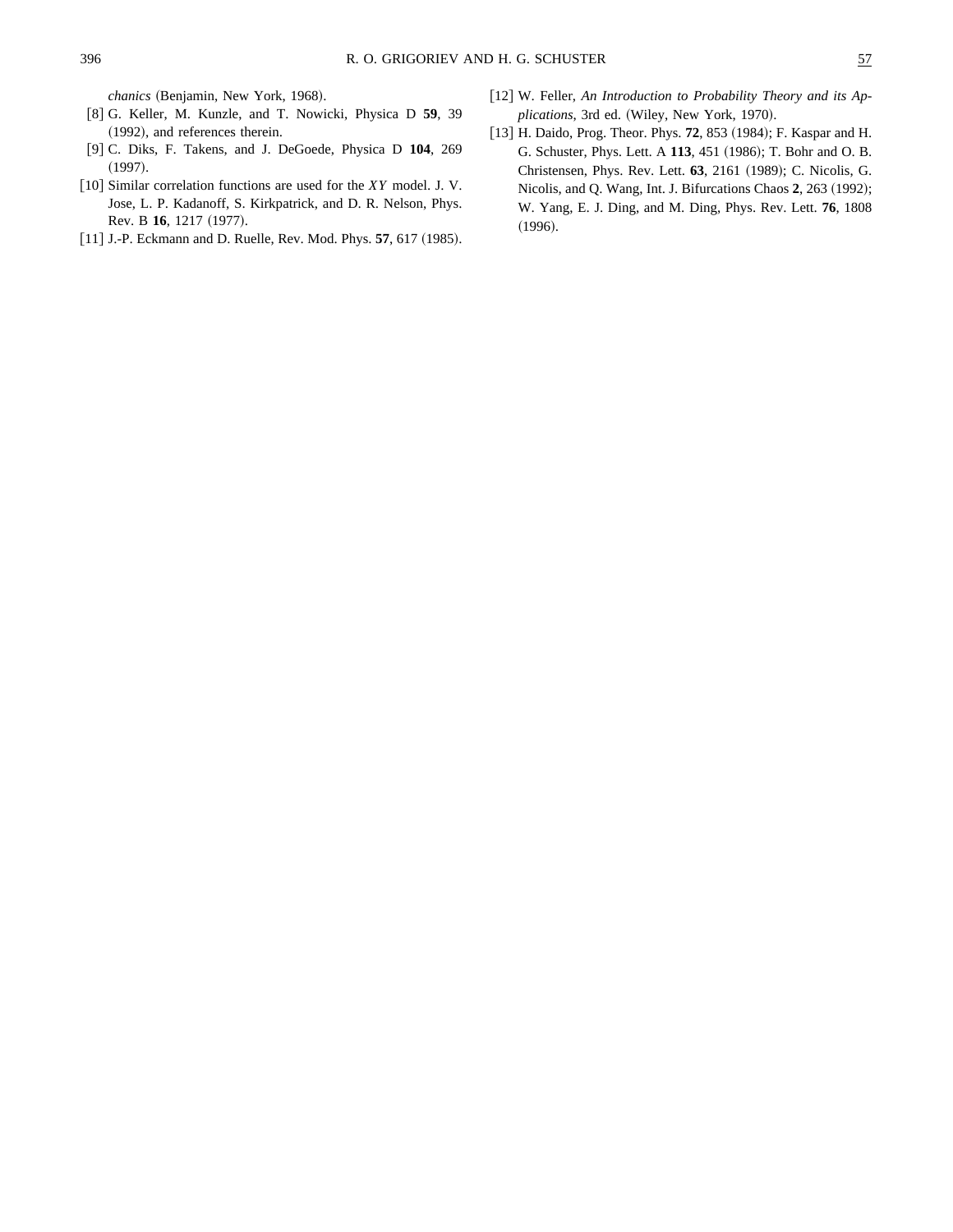*chanics* (Benjamin, New York, 1968).

[8] G. Keller, M. Kunzle, and T. Nowicki, Physica D **59**, 39 (1992), and references therein.

[9] C. Diks, F. Takens, and J. DeGoede, Physica D **104**, 269 (1997).

[10] Similar correlation functions are used for the *XY* model. J. V. Jose, L. P. Kadanoff, S. Kirkpatrick, and D. R. Nelson, Phys. Rev. B **16**, 1217 (1977).

[11] J.-P. Eckmann and D. Ruelle, Rev. Mod. Phys. **57**, 617 (1985).

[12] W. Feller, *An Introduction to Probability Theory and its Applications*, 3rd ed. (Wiley, New York, 1970).

[13] H. Daido, Prog. Theor. Phys. **72**, 853 (1984); F. Kaspar and H. G. Schuster, Phys. Lett. A **113**, 451 (1986); T. Bohr and O. B. Christensen, Phys. Rev. Lett. **63**, 2161 (1989); C. Nicolis, G. Nicolis, and Q. Wang, Int. J. Bifurcations Chaos **2**, 263 (1992); W. Yang, E. J. Ding, and M. Ding, Phys. Rev. Lett. **76**, 1808 (1996).